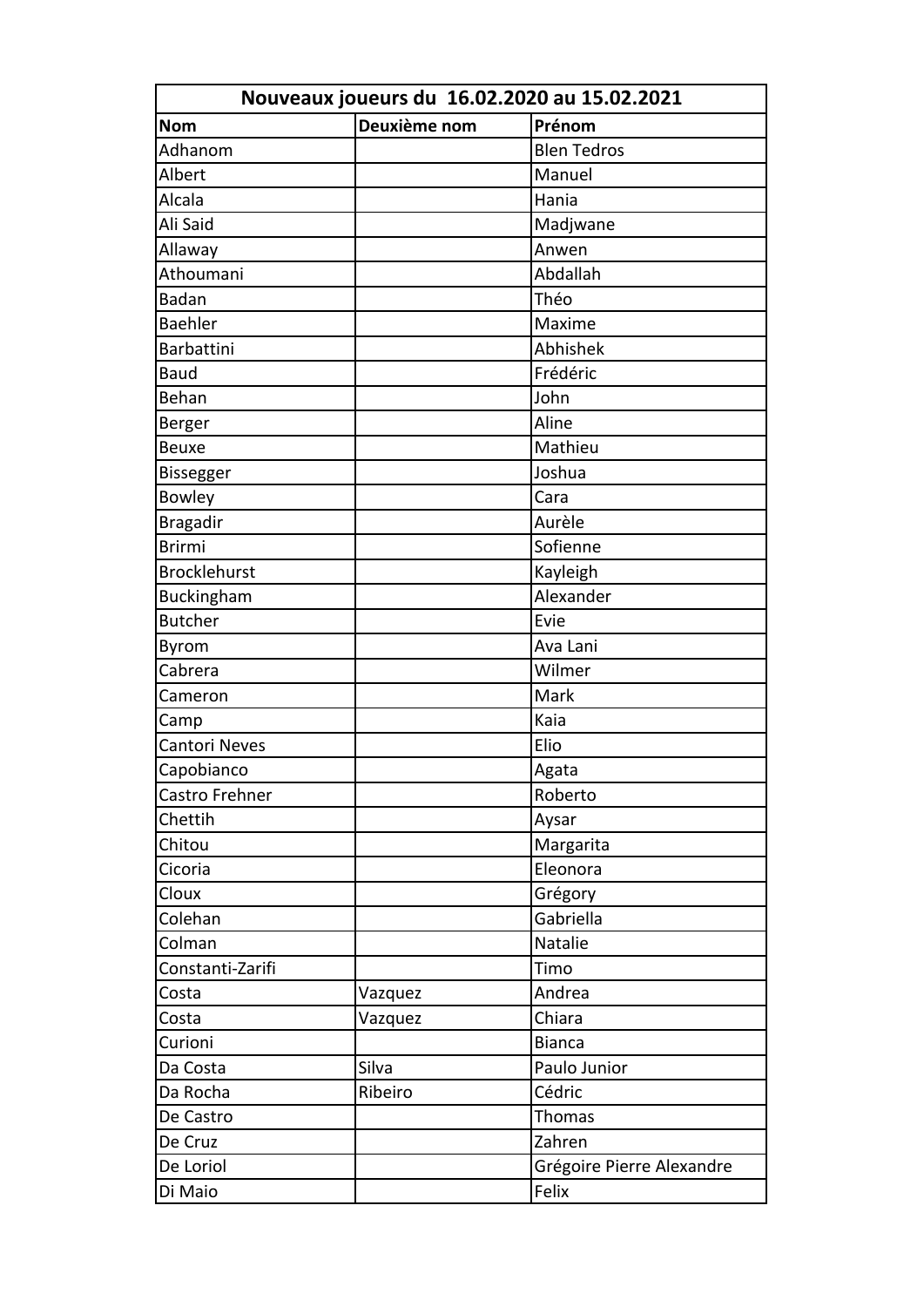| Nouveaux joueurs du 16.02.2020 au 15.02.2021 | | |
|---|---|---|
| **Nom** | **Deuxième nom** | **Prénom** |
| Adhanom | | Blen Tedros |
| Albert | | Manuel |
| Alcala | | Hania |
| Ali Said | | Madjwane |
| Allaway | | Anwen |
| Athoumani | | Abdallah |
| Badan | | Théo |
| Baehler | | Maxime |
| Barbattini | | Abhishek |
| Baud | | Frédéric |
| Behan | | John |
| Berger | | Aline |
| Beuxe | | Mathieu |
| Bissegger | | Joshua |
| Bowley | | Cara |
| Bragadir | | Aurèle |
| Brirmi | | Sofienne |
| Brocklehurst | | Kayleigh |
| Buckingham | | Alexander |
| Butcher | | Evie |
| Byrom | | Ava Lani |
| Cabrera | | Wilmer |
| Cameron | | Mark |
| Camp | | Kaia |
| Cantori Neves | | Elio |
| Capobianco | | Agata |
| Castro Frehner | | Roberto |
| Chettih | | Aysar |
| Chitou | | Margarita |
| Cicoria | | Eleonora |
| Cloux | | Grégory |
| Colehan | | Gabriella |
| Colman | | Natalie |
| Constanti-Zarifi | | Timo |
| Costa | Vazquez | Andrea |
| Costa | Vazquez | Chiara |
| Curioni | | Bianca |
| Da Costa | Silva | Paulo Junior |
| Da Rocha | Ribeiro | Cédric |
| De Castro | | Thomas |
| De Cruz | | Zahren |
| De Loriol | | Grégoire Pierre Alexandre |
| Di Maio | | Felix |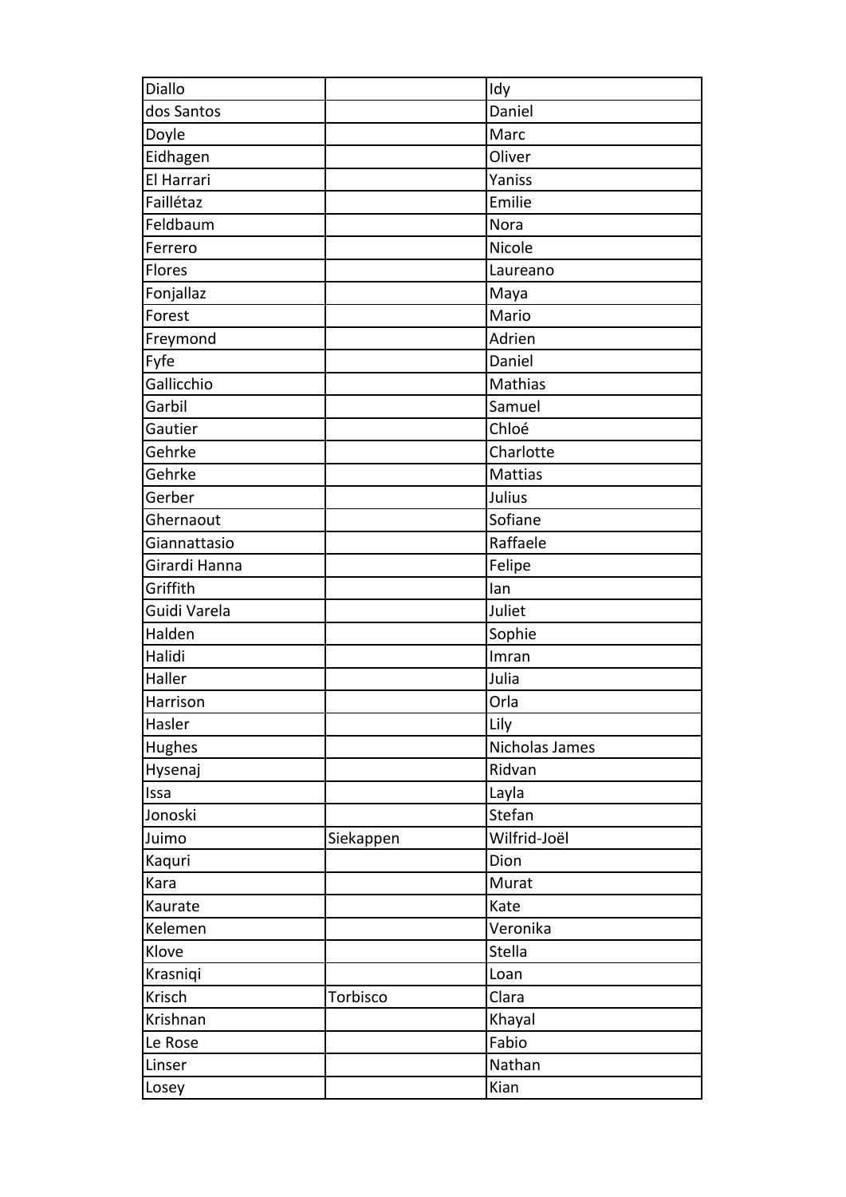| | | |
|---|---|---|
| Diallo | | Idy |
| dos Santos | | Daniel |
| Doyle | | Marc |
| Eidhagen | | Oliver |
| El Harrari | | Yaniss |
| Faillétaz | | Emilie |
| Feldbaum | | Nora |
| Ferrero | | Nicole |
| Flores | | Laureano |
| Fonjallaz | | Maya |
| Forest | | Mario |
| Freymond | | Adrien |
| Fyfe | | Daniel |
| Gallicchio | | Mathias |
| Garbil | | Samuel |
| Gautier | | Chloé |
| Gehrke | | Charlotte |
| Gehrke | | Mattias |
| Gerber | | Julius |
| Ghernaout | | Sofiane |
| Giannattasio | | Raffaele |
| Girardi Hanna | | Felipe |
| Griffith | | Ian |
| Guidi Varela | | Juliet |
| Halden | | Sophie |
| Halidi | | Imran |
| Haller | | Julia |
| Harrison | | Orla |
| Hasler | | Lily |
| Hughes | | Nicholas James |
| Hysenaj | | Ridvan |
| Issa | | Layla |
| Jonoski | | Stefan |
| Juimo | Siekappen | Wilfrid-Joël |
| Kaquri | | Dion |
| Kara | | Murat |
| Kaurate | | Kate |
| Kelemen | | Veronika |
| Klove | | Stella |
| Krasniqi | | Loan |
| Krisch | Torbisco | Clara |
| Krishnan | | Khayal |
| Le Rose | | Fabio |
| Linser | | Nathan |
| Losey | | Kian |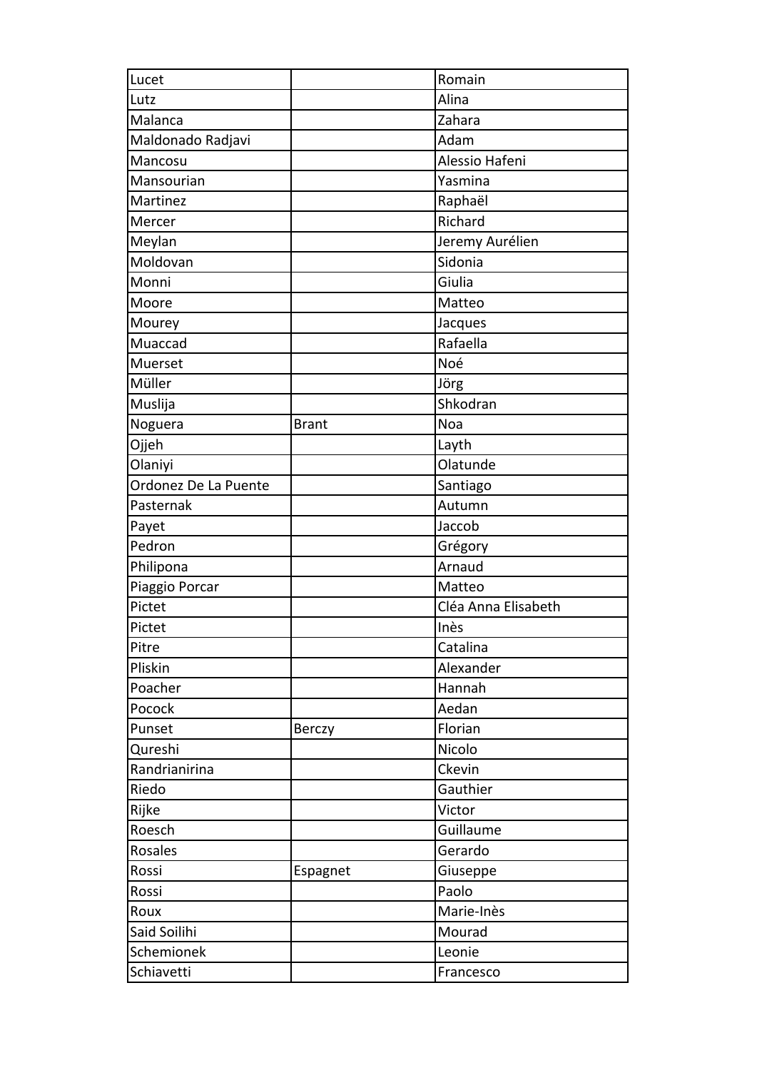| Lucet | | Romain |
|---|---|---|
| Lutz | | Alina |
| Malanca | | Zahara |
| Maldonado Radjavi | | Adam |
| Mancosu | | Alessio Hafeni |
| Mansourian | | Yasmina |
| Martinez | | Raphaël |
| Mercer | | Richard |
| Meylan | | Jeremy Aurélien |
| Moldovan | | Sidonia |
| Monni | | Giulia |
| Moore | | Matteo |
| Mourey | | Jacques |
| Muaccad | | Rafaella |
| Muerset | | Noé |
| Müller | | Jörg |
| Muslija | | Shkodran |
| Noguera | Brant | Noa |
| Ojjeh | | Layth |
| Olaniyi | | Olatunde |
| Ordonez De La Puente | | Santiago |
| Pasternak | | Autumn |
| Payet | | Jaccob |
| Pedron | | Grégory |
| Philipona | | Arnaud |
| Piaggio Porcar | | Matteo |
| Pictet | | Cléa Anna Elisabeth |
| Pictet | | Inès |
| Pitre | | Catalina |
| Pliskin | | Alexander |
| Poacher | | Hannah |
| Pocock | | Aedan |
| Punset | Berczy | Florian |
| Qureshi | | Nicolo |
| Randrianirina | | Ckevin |
| Riedo | | Gauthier |
| Rijke | | Victor |
| Roesch | | Guillaume |
| Rosales | | Gerardo |
| Rossi | Espagnet | Giuseppe |
| Rossi | | Paolo |
| Roux | | Marie-Inès |
| Said Soilihi | | Mourad |
| Schemionek | | Leonie |
| Schiavetti | | Francesco |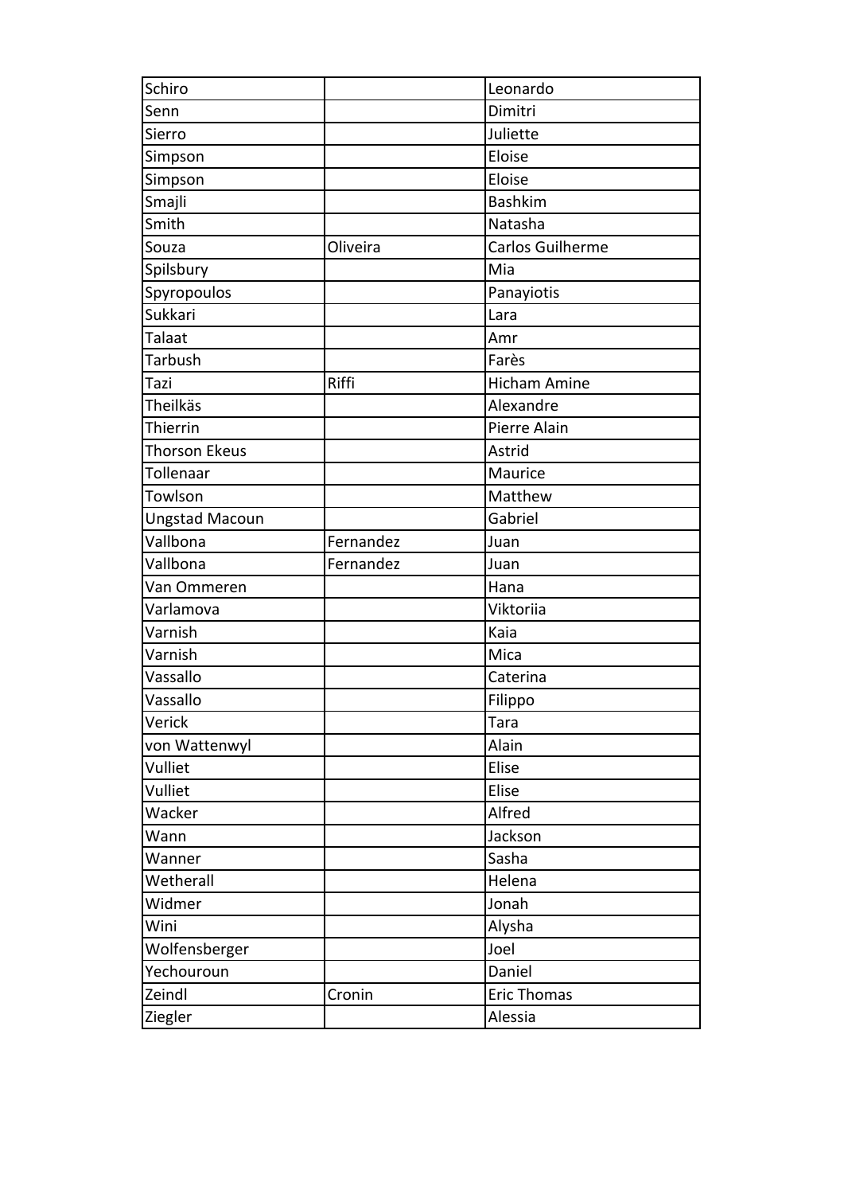| | | |
|---|---|---|
| Schiro | | Leonardo |
| Senn | | Dimitri |
| Sierro | | Juliette |
| Simpson | | Eloise |
| Simpson | | Eloise |
| Smajli | | Bashkim |
| Smith | | Natasha |
| Souza | Oliveira | Carlos Guilherme |
| Spilsbury | | Mia |
| Spyropoulos | | Panayiotis |
| Sukkari | | Lara |
| Talaat | | Amr |
| Tarbush | | Farès |
| Tazi | Riffi | Hicham Amine |
| Theilkäs | | Alexandre |
| Thierrin | | Pierre Alain |
| Thorson Ekeus | | Astrid |
| Tollenaar | | Maurice |
| Towlson | | Matthew |
| Ungstad Macoun | | Gabriel |
| Vallbona | Fernandez | Juan |
| Vallbona | Fernandez | Juan |
| Van Ommeren | | Hana |
| Varlamova | | Viktoriia |
| Varnish | | Kaia |
| Varnish | | Mica |
| Vassallo | | Caterina |
| Vassallo | | Filippo |
| Verick | | Tara |
| von Wattenwyl | | Alain |
| Vulliet | | Elise |
| Vulliet | | Elise |
| Wacker | | Alfred |
| Wann | | Jackson |
| Wanner | | Sasha |
| Wetherall | | Helena |
| Widmer | | Jonah |
| Wini | | Alysha |
| Wolfensberger | | Joel |
| Yechouroun | | Daniel |
| Zeindl | Cronin | Eric Thomas |
| Ziegler | | Alessia |